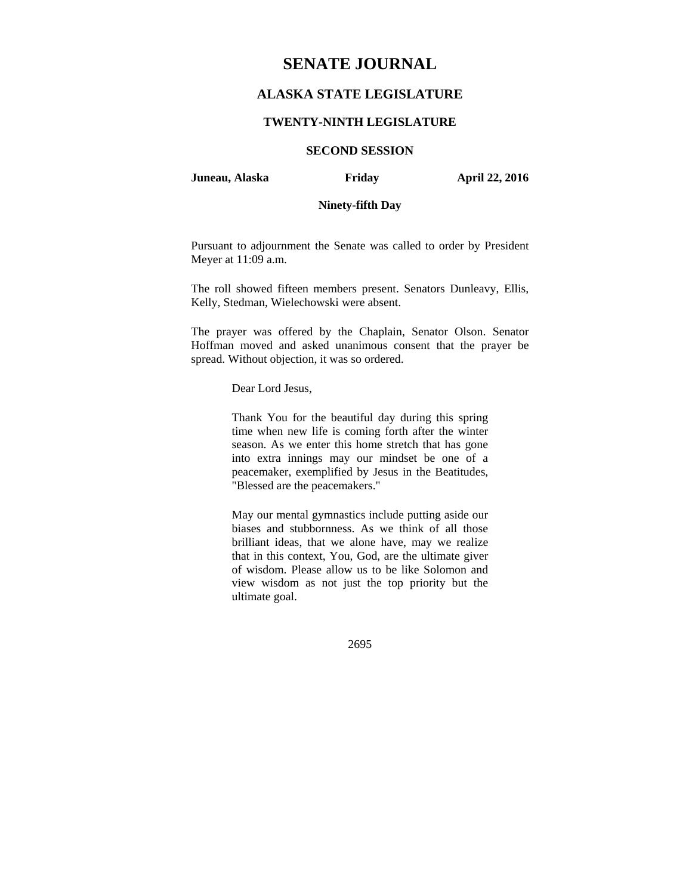# SENATE JOURNAL

## ALASKA STATE LEGISLATURE

### TWENTY-NINTH LEGISLATURE

### SECOND SESSION

**Juneau, Alaska** **Friday** **April 22, 2016**

**Ninety-fifth Day**

Pursuant to adjournment the Senate was called to order by President Meyer at 11:09 a.m.

The roll showed fifteen members present. Senators Dunleavy, Ellis, Kelly, Stedman, Wielechowski were absent.

The prayer was offered by the Chaplain, Senator Olson. Senator Hoffman moved and asked unanimous consent that the prayer be spread. Without objection, it was so ordered.

> Dear Lord Jesus,
>
> Thank You for the beautiful day during this spring time when new life is coming forth after the winter season. As we enter this home stretch that has gone into extra innings may our mindset be one of a peacemaker, exemplified by Jesus in the Beatitudes, "Blessed are the peacemakers."
>
> May our mental gymnastics include putting aside our biases and stubbornness. As we think of all those brilliant ideas, that we alone have, may we realize that in this context, You, God, are the ultimate giver of wisdom. Please allow us to be like Solomon and view wisdom as not just the top priority but the ultimate goal.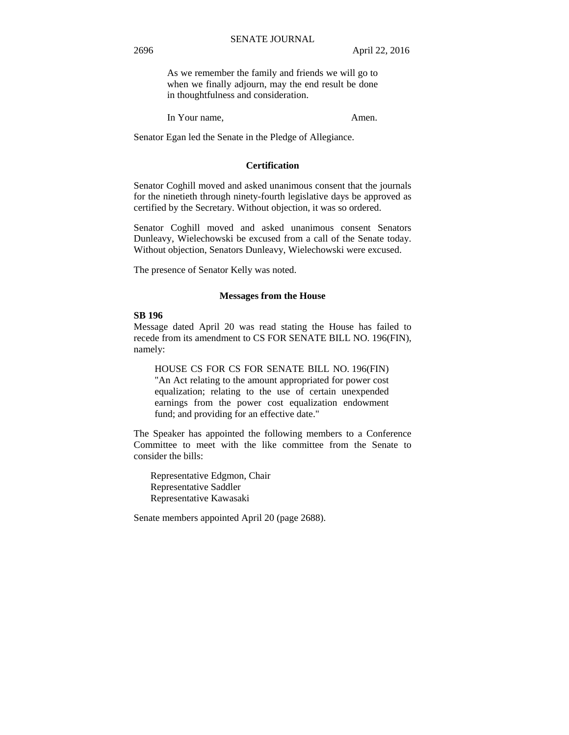As we remember the family and friends we will go to when we finally adjourn, may the end result be done in thoughtfulness and consideration.

In Your name, Amen.

Senator Egan led the Senate in the Pledge of Allegiance.

**Certification**

Senator Coghill moved and asked unanimous consent that the journals for the ninetieth through ninety-fourth legislative days be approved as certified by the Secretary. Without objection, it was so ordered.

Senator Coghill moved and asked unanimous consent Senators Dunleavy, Wielechowski be excused from a call of the Senate today. Without objection, Senators Dunleavy, Wielechowski were excused.

The presence of Senator Kelly was noted.

**Messages from the House**

**SB 196**

Message dated April 20 was read stating the House has failed to recede from its amendment to CS FOR SENATE BILL NO. 196(FIN), namely:

> HOUSE CS FOR CS FOR SENATE BILL NO. 196(FIN) "An Act relating to the amount appropriated for power cost equalization; relating to the use of certain unexpended earnings from the power cost equalization endowment fund; and providing for an effective date."

The Speaker has appointed the following members to a Conference Committee to meet with the like committee from the Senate to consider the bills:

Representative Edgmon, Chair
Representative Saddler
Representative Kawasaki

Senate members appointed April 20 (page 2688).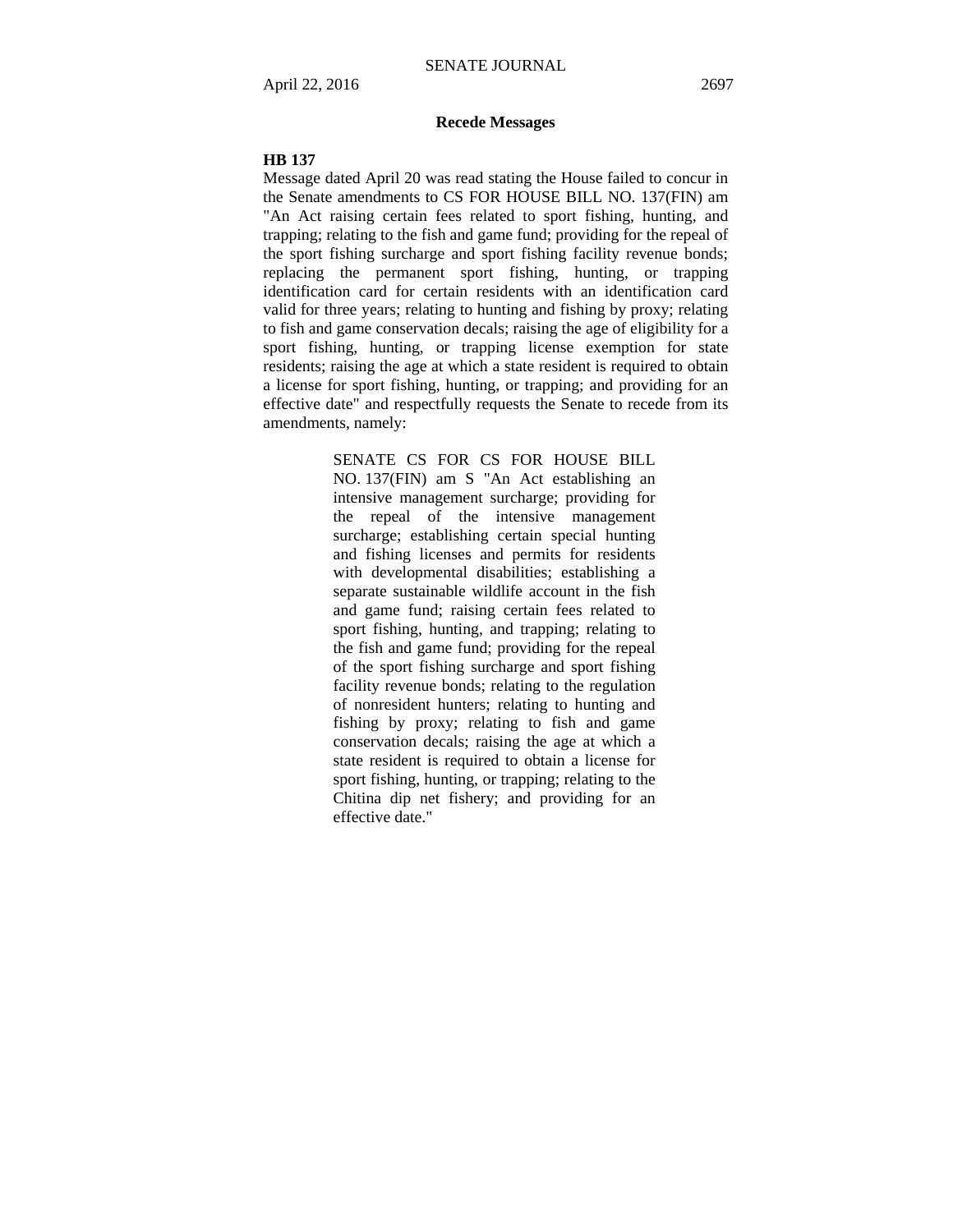## Recede Messages

**HB 137**

Message dated April 20 was read stating the House failed to concur in the Senate amendments to CS FOR HOUSE BILL NO. 137(FIN) am "An Act raising certain fees related to sport fishing, hunting, and trapping; relating to the fish and game fund; providing for the repeal of the sport fishing surcharge and sport fishing facility revenue bonds; replacing the permanent sport fishing, hunting, or trapping identification card for certain residents with an identification card valid for three years; relating to hunting and fishing by proxy; relating to fish and game conservation decals; raising the age of eligibility for a sport fishing, hunting, or trapping license exemption for state residents; raising the age at which a state resident is required to obtain a license for sport fishing, hunting, or trapping; and providing for an effective date" and respectfully requests the Senate to recede from its amendments, namely:

> SENATE CS FOR CS FOR HOUSE BILL NO. 137(FIN) am S "An Act establishing an intensive management surcharge; providing for the repeal of the intensive management surcharge; establishing certain special hunting and fishing licenses and permits for residents with developmental disabilities; establishing a separate sustainable wildlife account in the fish and game fund; raising certain fees related to sport fishing, hunting, and trapping; relating to the fish and game fund; providing for the repeal of the sport fishing surcharge and sport fishing facility revenue bonds; relating to the regulation of nonresident hunters; relating to hunting and fishing by proxy; relating to fish and game conservation decals; raising the age at which a state resident is required to obtain a license for sport fishing, hunting, or trapping; relating to the Chitina dip net fishery; and providing for an effective date."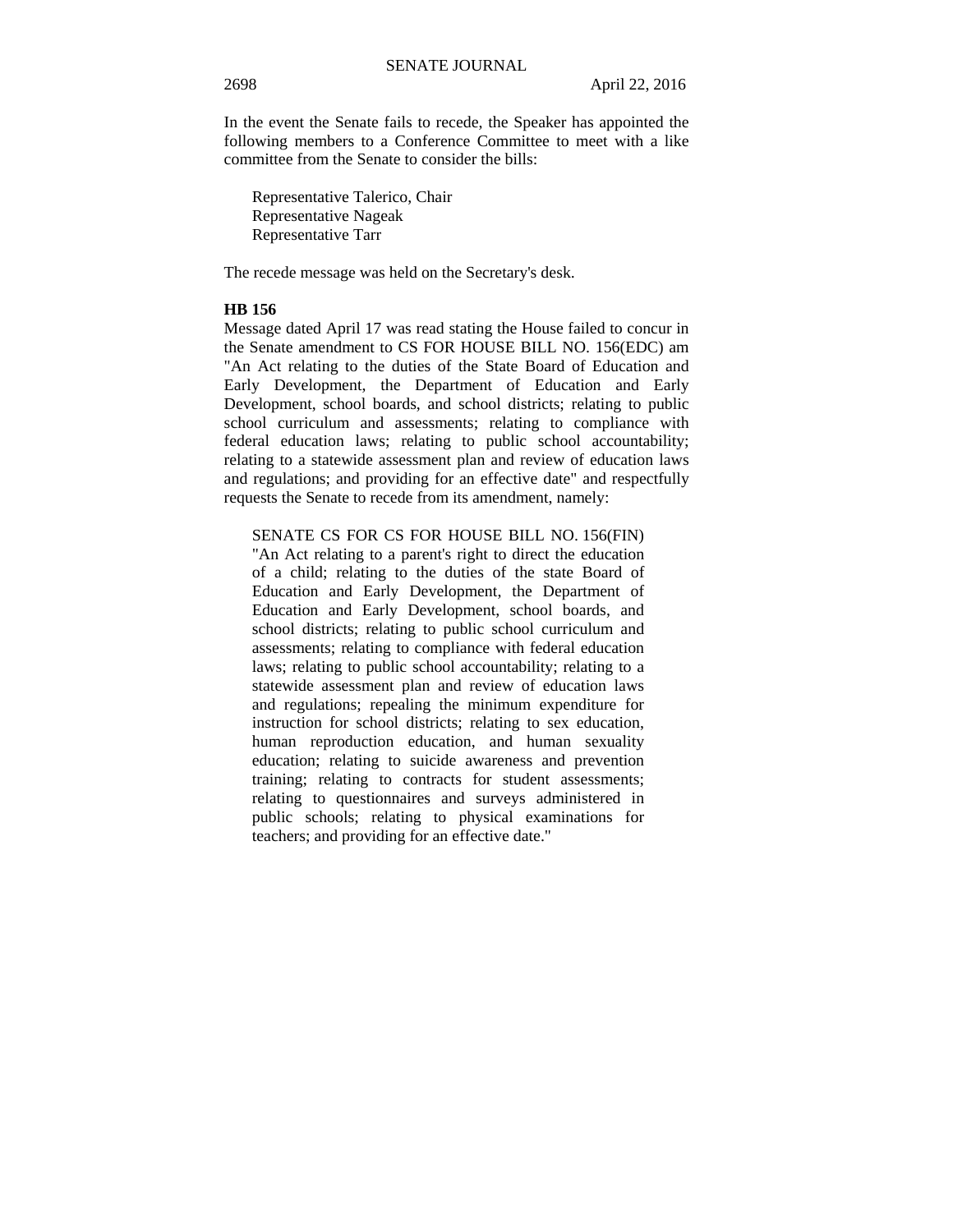In the event the Senate fails to recede, the Speaker has appointed the following members to a Conference Committee to meet with a like committee from the Senate to consider the bills:

Representative Talerico, Chair
Representative Nageak
Representative Tarr

The recede message was held on the Secretary's desk.

**HB 156**

Message dated April 17 was read stating the House failed to concur in the Senate amendment to CS FOR HOUSE BILL NO. 156(EDC) am "An Act relating to the duties of the State Board of Education and Early Development, the Department of Education and Early Development, school boards, and school districts; relating to public school curriculum and assessments; relating to compliance with federal education laws; relating to public school accountability; relating to a statewide assessment plan and review of education laws and regulations; and providing for an effective date" and respectfully requests the Senate to recede from its amendment, namely:

> SENATE CS FOR CS FOR HOUSE BILL NO. 156(FIN) "An Act relating to a parent's right to direct the education of a child; relating to the duties of the state Board of Education and Early Development, the Department of Education and Early Development, school boards, and school districts; relating to public school curriculum and assessments; relating to compliance with federal education laws; relating to public school accountability; relating to a statewide assessment plan and review of education laws and regulations; repealing the minimum expenditure for instruction for school districts; relating to sex education, human reproduction education, and human sexuality education; relating to suicide awareness and prevention training; relating to contracts for student assessments; relating to questionnaires and surveys administered in public schools; relating to physical examinations for teachers; and providing for an effective date."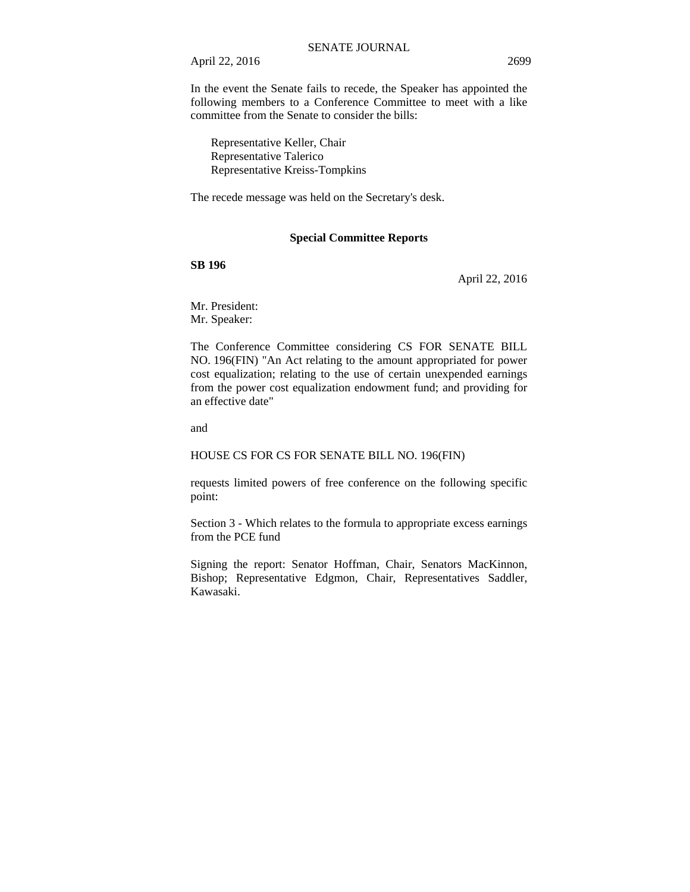In the event the Senate fails to recede, the Speaker has appointed the following members to a Conference Committee to meet with a like committee from the Senate to consider the bills:

Representative Keller, Chair
Representative Talerico
Representative Kreiss-Tompkins

The recede message was held on the Secretary's desk.

## Special Committee Reports

**SB 196**

April 22, 2016

Mr. President:
Mr. Speaker:

The Conference Committee considering CS FOR SENATE BILL NO. 196(FIN) "An Act relating to the amount appropriated for power cost equalization; relating to the use of certain unexpended earnings from the power cost equalization endowment fund; and providing for an effective date"

and

HOUSE CS FOR CS FOR SENATE BILL NO. 196(FIN)

requests limited powers of free conference on the following specific point:

Section 3 - Which relates to the formula to appropriate excess earnings from the PCE fund

Signing the report: Senator Hoffman, Chair, Senators MacKinnon, Bishop; Representative Edgmon, Chair, Representatives Saddler, Kawasaki.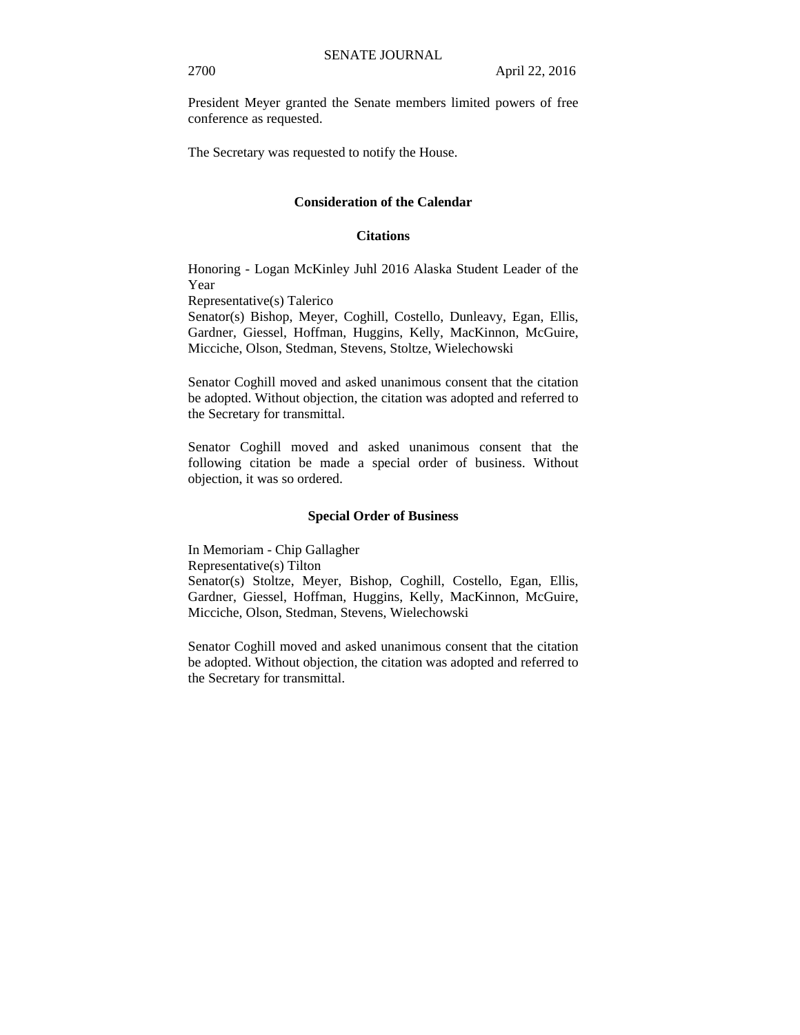President Meyer granted the Senate members limited powers of free conference as requested.

The Secretary was requested to notify the House.

## Consideration of the Calendar

### Citations

Honoring - Logan McKinley Juhl 2016 Alaska Student Leader of the Year
Representative(s) Talerico
Senator(s) Bishop, Meyer, Coghill, Costello, Dunleavy, Egan, Ellis, Gardner, Giessel, Hoffman, Huggins, Kelly, MacKinnon, McGuire, Micciche, Olson, Stedman, Stevens, Stoltze, Wielechowski

Senator Coghill moved and asked unanimous consent that the citation be adopted. Without objection, the citation was adopted and referred to the Secretary for transmittal.

Senator Coghill moved and asked unanimous consent that the following citation be made a special order of business. Without objection, it was so ordered.

### Special Order of Business

In Memoriam - Chip Gallagher
Representative(s) Tilton
Senator(s) Stoltze, Meyer, Bishop, Coghill, Costello, Egan, Ellis, Gardner, Giessel, Hoffman, Huggins, Kelly, MacKinnon, McGuire, Micciche, Olson, Stedman, Stevens, Wielechowski

Senator Coghill moved and asked unanimous consent that the citation be adopted. Without objection, the citation was adopted and referred to the Secretary for transmittal.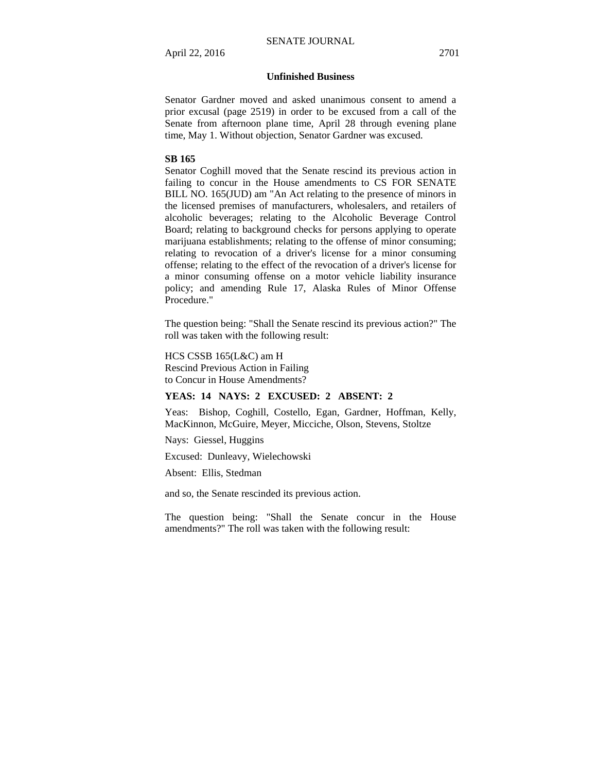**Unfinished Business**

Senator Gardner moved and asked unanimous consent to amend a prior excusal (page 2519) in order to be excused from a call of the Senate from afternoon plane time, April 28 through evening plane time, May 1. Without objection, Senator Gardner was excused.

**SB 165**

Senator Coghill moved that the Senate rescind its previous action in failing to concur in the House amendments to CS FOR SENATE BILL NO. 165(JUD) am "An Act relating to the presence of minors in the licensed premises of manufacturers, wholesalers, and retailers of alcoholic beverages; relating to the Alcoholic Beverage Control Board; relating to background checks for persons applying to operate marijuana establishments; relating to the offense of minor consuming; relating to revocation of a driver's license for a minor consuming offense; relating to the effect of the revocation of a driver's license for a minor consuming offense on a motor vehicle liability insurance policy; and amending Rule 17, Alaska Rules of Minor Offense Procedure."

The question being: "Shall the Senate rescind its previous action?" The roll was taken with the following result:

HCS CSSB 165(L&C) am H
Rescind Previous Action in Failing
to Concur in House Amendments?

**YEAS: 14 NAYS: 2 EXCUSED: 2 ABSENT: 2**

Yeas: Bishop, Coghill, Costello, Egan, Gardner, Hoffman, Kelly, MacKinnon, McGuire, Meyer, Micciche, Olson, Stevens, Stoltze

Nays: Giessel, Huggins

Excused: Dunleavy, Wielechowski

Absent: Ellis, Stedman

and so, the Senate rescinded its previous action.

The question being: "Shall the Senate concur in the House amendments?" The roll was taken with the following result: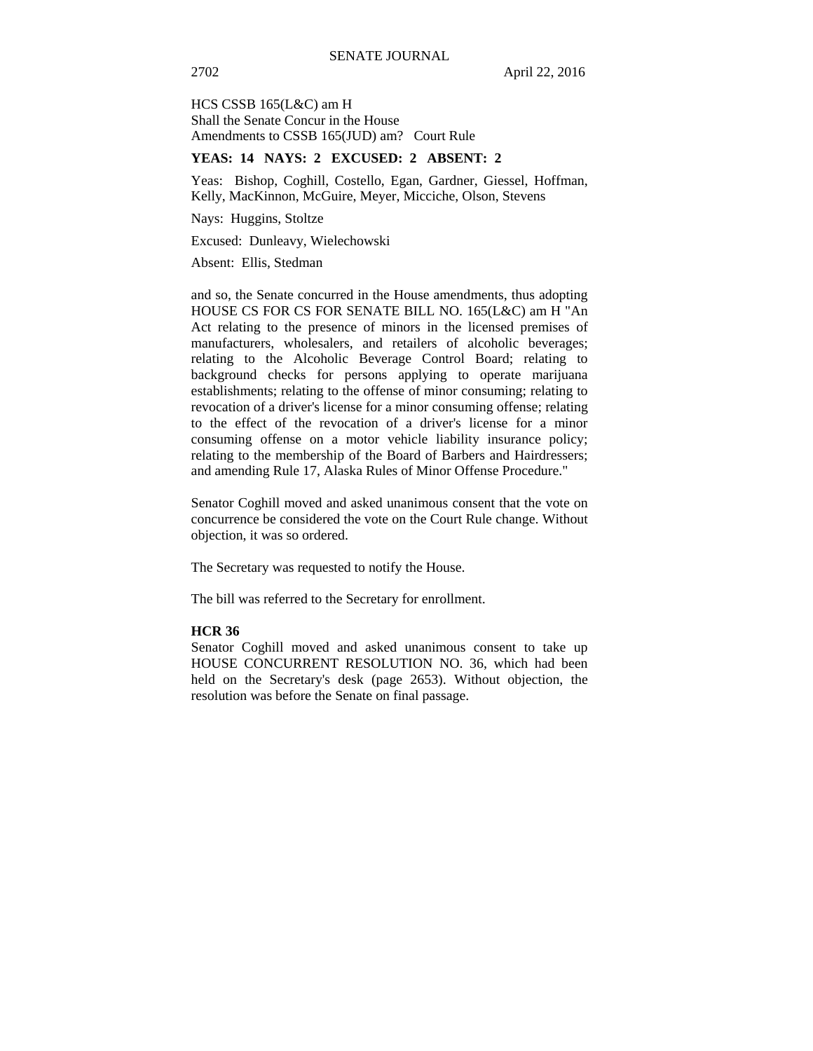HCS CSSB 165(L&C) am H
Shall the Senate Concur in the House
Amendments to CSSB 165(JUD) am?   Court Rule

**YEAS: 14 NAYS: 2 EXCUSED: 2 ABSENT: 2**

Yeas: Bishop, Coghill, Costello, Egan, Gardner, Giessel, Hoffman, Kelly, MacKinnon, McGuire, Meyer, Micciche, Olson, Stevens

Nays: Huggins, Stoltze

Excused: Dunleavy, Wielechowski

Absent: Ellis, Stedman

and so, the Senate concurred in the House amendments, thus adopting HOUSE CS FOR CS FOR SENATE BILL NO. 165(L&C) am H "An Act relating to the presence of minors in the licensed premises of manufacturers, wholesalers, and retailers of alcoholic beverages; relating to the Alcoholic Beverage Control Board; relating to background checks for persons applying to operate marijuana establishments; relating to the offense of minor consuming; relating to revocation of a driver's license for a minor consuming offense; relating to the effect of the revocation of a driver's license for a minor consuming offense on a motor vehicle liability insurance policy; relating to the membership of the Board of Barbers and Hairdressers; and amending Rule 17, Alaska Rules of Minor Offense Procedure."

Senator Coghill moved and asked unanimous consent that the vote on concurrence be considered the vote on the Court Rule change. Without objection, it was so ordered.

The Secretary was requested to notify the House.

The bill was referred to the Secretary for enrollment.

**HCR 36**

Senator Coghill moved and asked unanimous consent to take up HOUSE CONCURRENT RESOLUTION NO. 36, which had been held on the Secretary's desk (page 2653). Without objection, the resolution was before the Senate on final passage.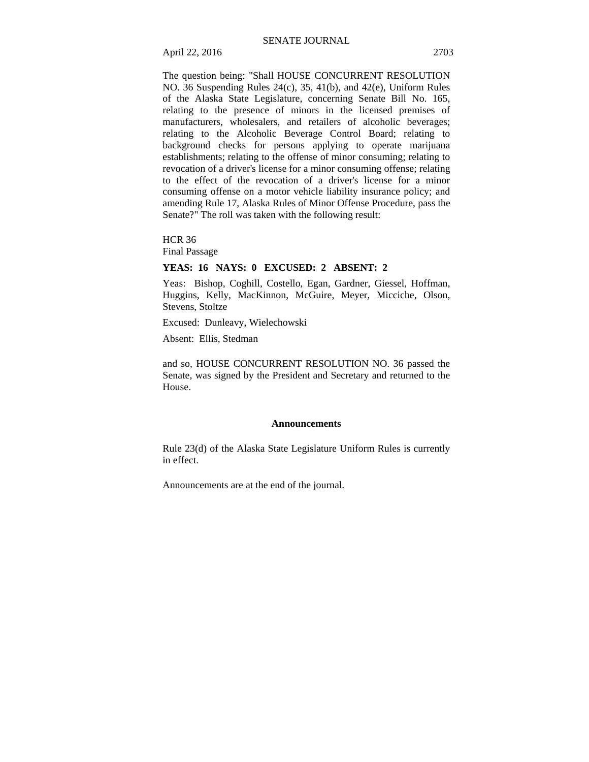The question being: "Shall HOUSE CONCURRENT RESOLUTION NO. 36 Suspending Rules 24(c), 35, 41(b), and 42(e), Uniform Rules of the Alaska State Legislature, concerning Senate Bill No. 165, relating to the presence of minors in the licensed premises of manufacturers, wholesalers, and retailers of alcoholic beverages; relating to the Alcoholic Beverage Control Board; relating to background checks for persons applying to operate marijuana establishments; relating to the offense of minor consuming; relating to revocation of a driver's license for a minor consuming offense; relating to the effect of the revocation of a driver's license for a minor consuming offense on a motor vehicle liability insurance policy; and amending Rule 17, Alaska Rules of Minor Offense Procedure, pass the Senate?" The roll was taken with the following result:

HCR 36
Final Passage

**YEAS: 16 NAYS: 0 EXCUSED: 2 ABSENT: 2**

Yeas: Bishop, Coghill, Costello, Egan, Gardner, Giessel, Hoffman, Huggins, Kelly, MacKinnon, McGuire, Meyer, Micciche, Olson, Stevens, Stoltze

Excused: Dunleavy, Wielechowski

Absent: Ellis, Stedman

and so, HOUSE CONCURRENT RESOLUTION NO. 36 passed the Senate, was signed by the President and Secretary and returned to the House.

## Announcements

Rule 23(d) of the Alaska State Legislature Uniform Rules is currently in effect.

Announcements are at the end of the journal.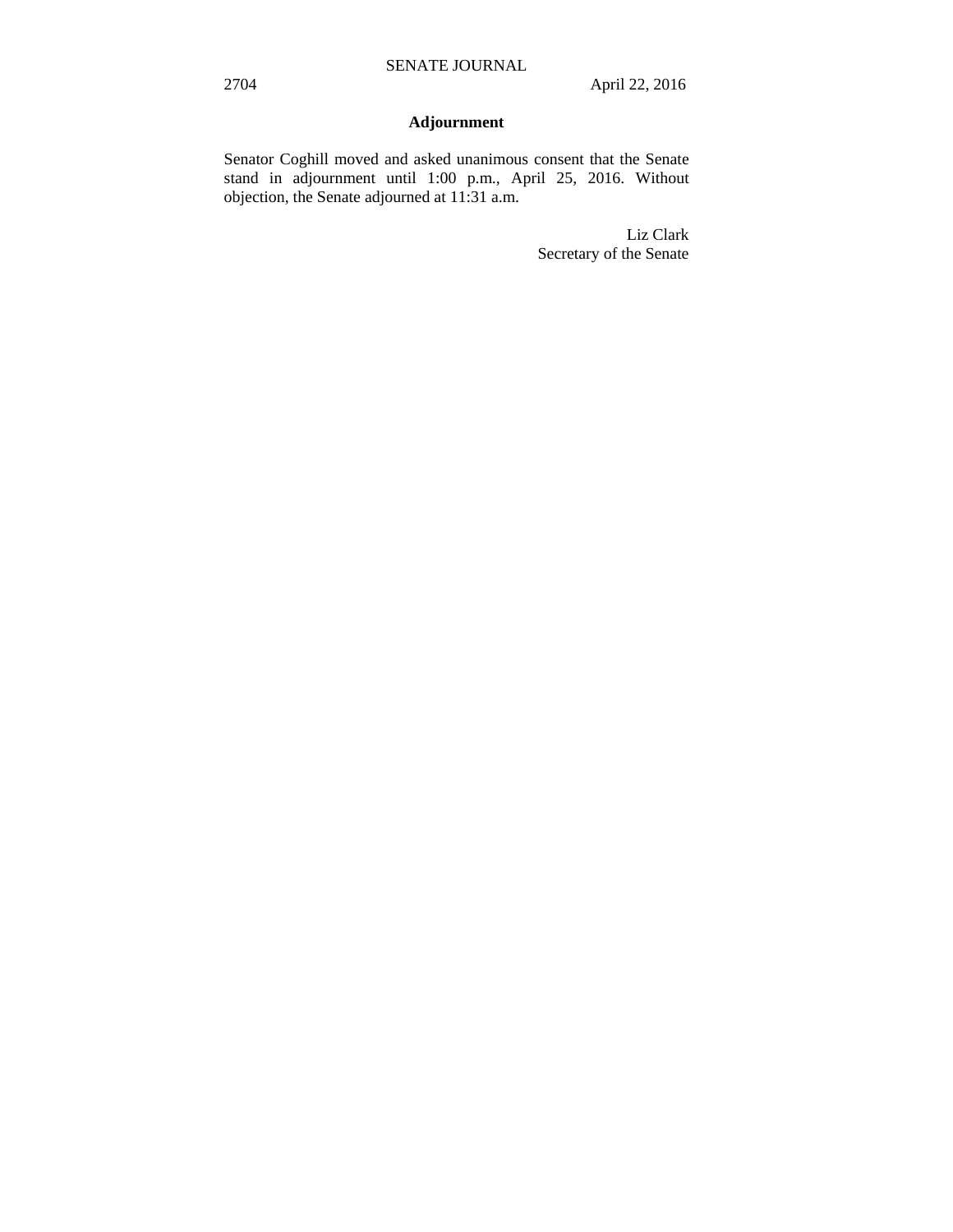## Adjournment

Senator Coghill moved and asked unanimous consent that the Senate stand in adjournment until 1:00 p.m., April 25, 2016. Without objection, the Senate adjourned at 11:31 a.m.

Liz Clark
Secretary of the Senate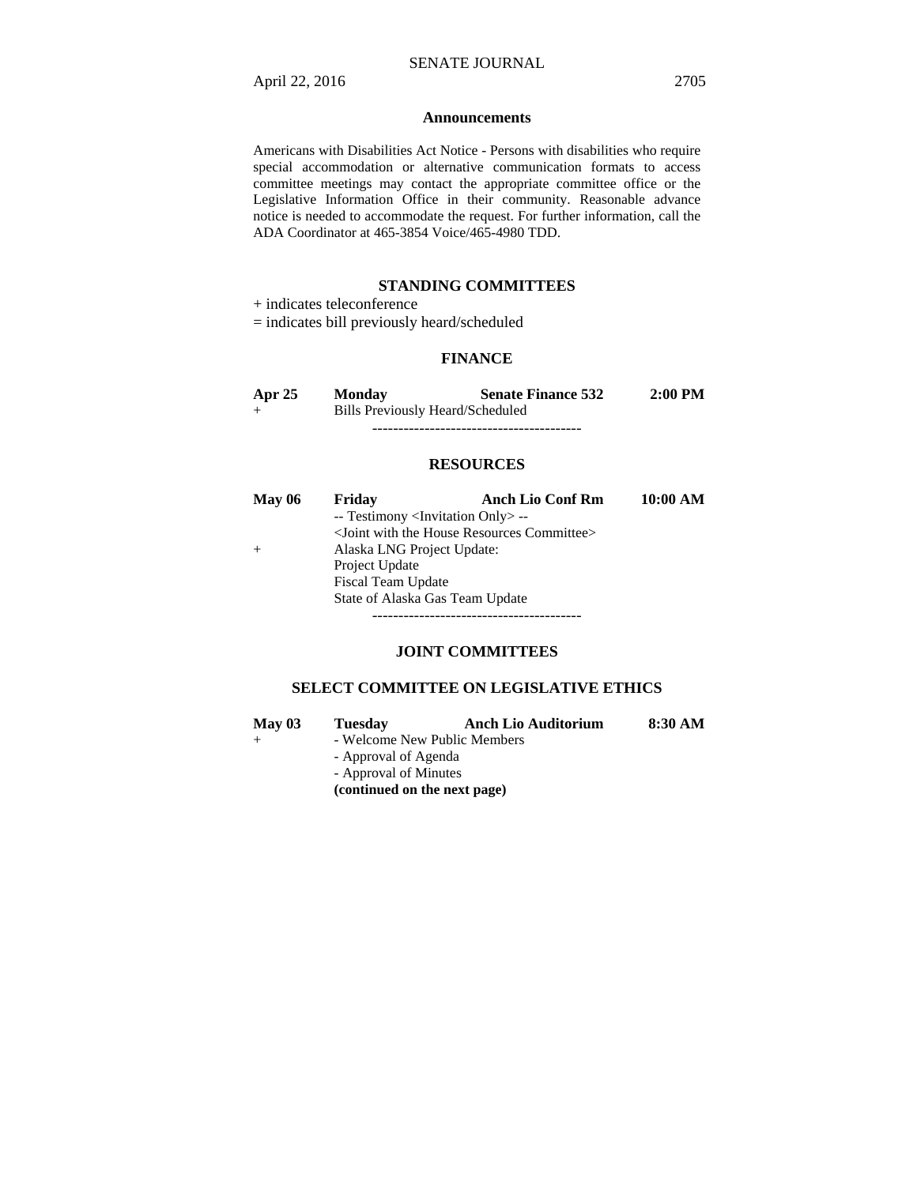## Announcements

Americans with Disabilities Act Notice - Persons with disabilities who require special accommodation or alternative communication formats to access committee meetings may contact the appropriate committee office or the Legislative Information Office in their community. Reasonable advance notice is needed to accommodate the request. For further information, call the ADA Coordinator at 465-3854 Voice/465-4980 TDD.

## STANDING COMMITTEES

+ indicates teleconference
= indicates bill previously heard/scheduled

### FINANCE

**Apr 25 Monday Senate Finance 532 2:00 PM**
\+ Bills Previously Heard/Scheduled

----------------------------------------

### RESOURCES

**May 06 Friday Anch Lio Conf Rm 10:00 AM**
-- Testimony <Invitation Only> --
<Joint with the House Resources Committee>
\+ Alaska LNG Project Update:
Project Update
Fiscal Team Update
State of Alaska Gas Team Update

----------------------------------------

## JOINT COMMITTEES

### SELECT COMMITTEE ON LEGISLATIVE ETHICS

**May 03 Tuesday Anch Lio Auditorium 8:30 AM**
\+ - Welcome New Public Members
- Approval of Agenda
- Approval of Minutes

**(continued on the next page)**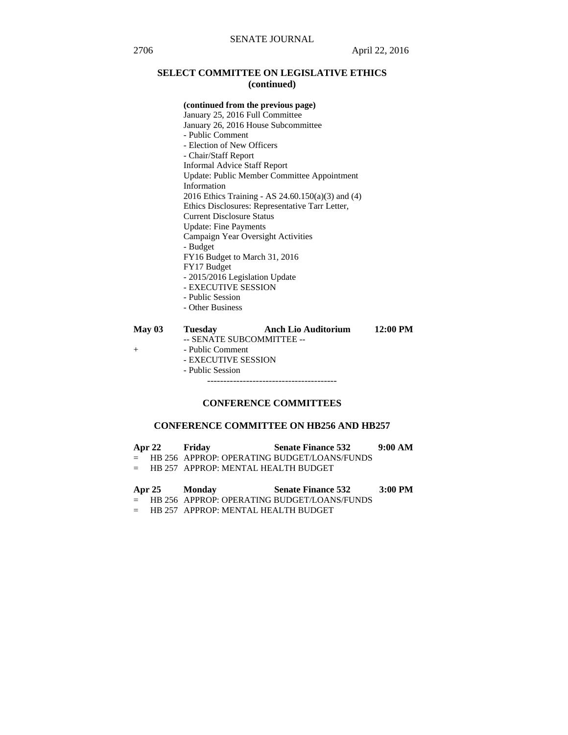## SELECT COMMITTEE ON LEGISLATIVE ETHICS (continued)

**(continued from the previous page)**
January 25, 2016 Full Committee
January 26, 2016 House Subcommittee
- Public Comment
- Election of New Officers
- Chair/Staff Report
Informal Advice Staff Report
Update: Public Member Committee Appointment Information
2016 Ethics Training - AS 24.60.150(a)(3) and (4)
Ethics Disclosures: Representative Tarr Letter, Current Disclosure Status
Update: Fine Payments
Campaign Year Oversight Activities
- Budget
FY16 Budget to March 31, 2016
FY17 Budget
- 2015/2016 Legislation Update
- EXECUTIVE SESSION
- Public Session
- Other Business

**May 03 Tuesday Anch Lio Auditorium 12:00 PM**
-- SENATE SUBCOMMITTEE --
+ - Public Comment
- EXECUTIVE SESSION
- Public Session

----------------------------------------

## CONFERENCE COMMITTEES

### CONFERENCE COMMITTEE ON HB256 AND HB257

**Apr 22 Friday Senate Finance 532 9:00 AM**
= HB 256 APPROP: OPERATING BUDGET/LOANS/FUNDS
= HB 257 APPROP: MENTAL HEALTH BUDGET

**Apr 25 Monday Senate Finance 532 3:00 PM**
= HB 256 APPROP: OPERATING BUDGET/LOANS/FUNDS
= HB 257 APPROP: MENTAL HEALTH BUDGET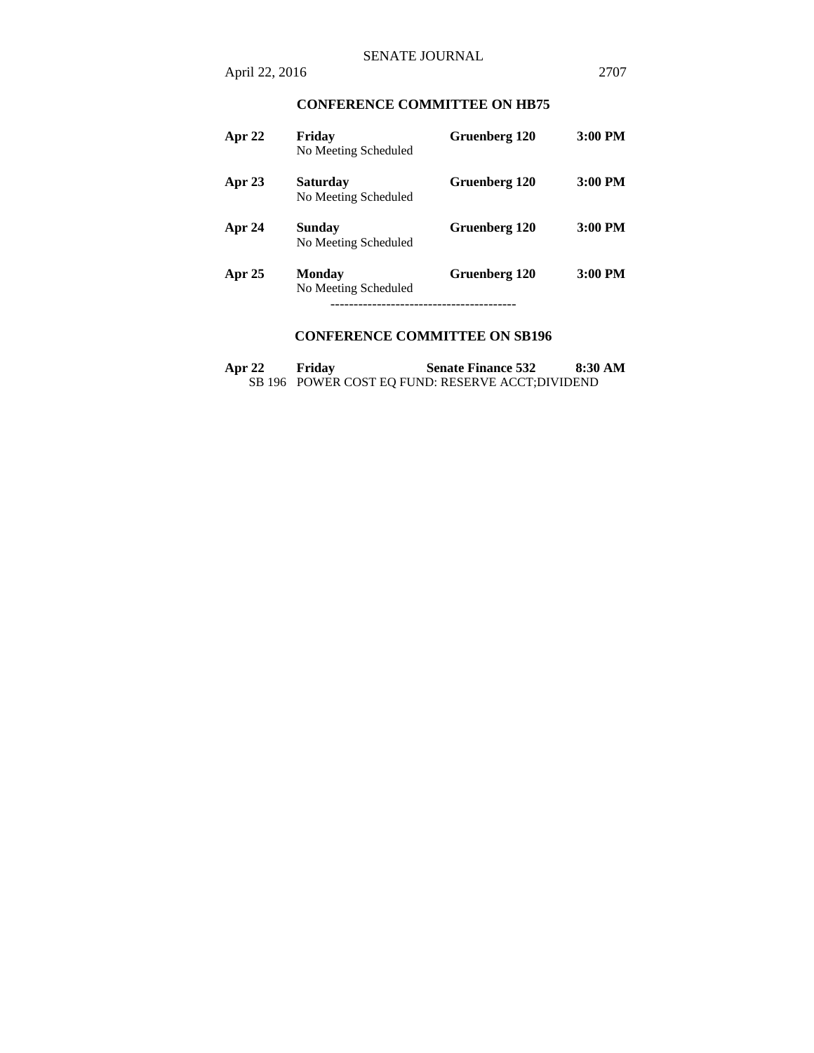## CONFERENCE COMMITTEE ON HB75

| | | | |
|---|---|---|---|
| **Apr 22** | **Friday**<br>No Meeting Scheduled | **Gruenberg 120** | **3:00 PM** |
| **Apr 23** | **Saturday**<br>No Meeting Scheduled | **Gruenberg 120** | **3:00 PM** |
| **Apr 24** | **Sunday**<br>No Meeting Scheduled | **Gruenberg 120** | **3:00 PM** |
| **Apr 25** | **Monday**<br>No Meeting Scheduled | **Gruenberg 120** | **3:00 PM** |

----------------------------------------

## CONFERENCE COMMITTEE ON SB196

| | | | |
|---|---|---|---|
| **Apr 22** | **Friday** | **Senate Finance 532** | **8:30 AM** |

SB 196 POWER COST EQ FUND: RESERVE ACCT;DIVIDEND